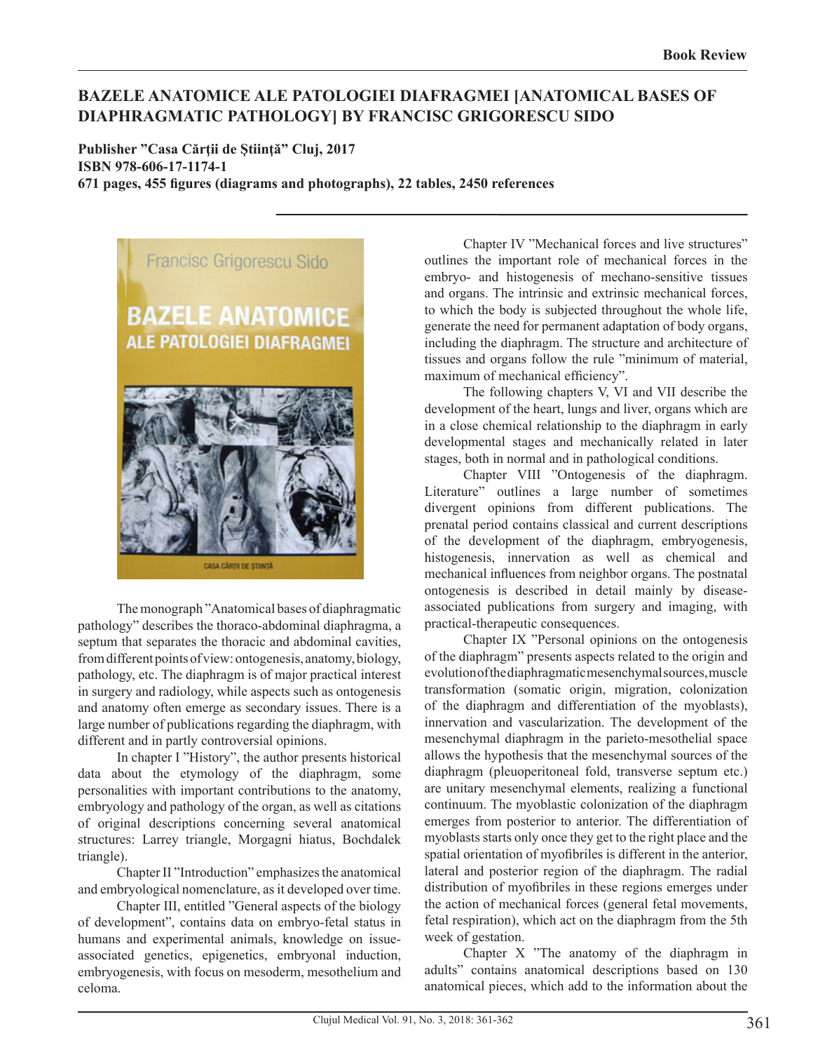Book Review

# BAZELE ANATOMICE ALE PATOLOGIEI DIAFRAGMEI [ANATOMICAL BASES OF DIAPHRAGMATIC PATHOLOGY] BY FRANCISC GRIGORESCU SIDO

**Publisher ”Casa Cărţii de Ştiinţă” Cluj, 2017**
**ISBN 978-606-17-1174-1**
**671 pages, 455 figures (diagrams and photographs), 22 tables, 2450 references**

The monograph ”Anatomical bases of diaphragmatic pathology” describes the thoraco-abdominal diaphragma, a septum that separates the thoracic and abdominal cavities, from different points of view: ontogenesis, anatomy, biology, pathology, etc. The diaphragm is of major practical interest in surgery and radiology, while aspects such as ontogenesis and anatomy often emerge as secondary issues. There is a large number of publications regarding the diaphragm, with different and in partly controversial opinions.

In chapter I ”History”, the author presents historical data about the etymology of the diaphragm, some personalities with important contributions to the anatomy, embryology and pathology of the organ, as well as citations of original descriptions concerning several anatomical structures: Larrey triangle, Morgagni hiatus, Bochdalek triangle).

Chapter II ”Introduction” emphasizes the anatomical and embryological nomenclature, as it developed over time.

Chapter III, entitled ”General aspects of the biology of development”, contains data on embryo-fetal status in humans and experimental animals, knowledge on issue-associated genetics, epigenetics, embryonal induction, embryogenesis, with focus on mesoderm, mesothelium and celoma.

Chapter IV ”Mechanical forces and live structures” outlines the important role of mechanical forces in the embryo- and histogenesis of mechano-sensitive tissues and organs. The intrinsic and extrinsic mechanical forces, to which the body is subjected throughout the whole life, generate the need for permanent adaptation of body organs, including the diaphragm. The structure and architecture of tissues and organs follow the rule ”minimum of material, maximum of mechanical efficiency”.

The following chapters V, VI and VII describe the development of the heart, lungs and liver, organs which are in a close chemical relationship to the diaphragm in early developmental stages and mechanically related in later stages, both in normal and in pathological conditions.

Chapter VIII ”Ontogenesis of the diaphragm. Literature” outlines a large number of sometimes divergent opinions from different publications. The prenatal period contains classical and current descriptions of the development of the diaphragm, embryogenesis, histogenesis, innervation as well as chemical and mechanical influences from neighbor organs. The postnatal ontogenesis is described in detail mainly by disease-associated publications from surgery and imaging, with practical-therapeutic consequences.

Chapter IX ”Personal opinions on the ontogenesis of the diaphragm” presents aspects related to the origin and evolution of the diaphragmatic mesenchymal sources, muscle transformation (somatic origin, migration, colonization of the diaphragm and differentiation of the myoblasts), innervation and vascularization. The development of the mesenchymal diaphragm in the parieto-mesothelial space allows the hypothesis that the mesenchymal sources of the diaphragm (pleuoperitoneal fold, transverse septum etc.) are unitary mesenchymal elements, realizing a functional continuum. The myoblastic colonization of the diaphragm emerges from posterior to anterior. The differentiation of myoblasts starts only once they get to the right place and the spatial orientation of myofibriles is different in the anterior, lateral and posterior region of the diaphragm. The radial distribution of myofibriles in these regions emerges under the action of mechanical forces (general fetal movements, fetal respiration), which act on the diaphragm from the 5th week of gestation.

Chapter X ”The anatomy of the diaphragm in adults” contains anatomical descriptions based on 130 anatomical pieces, which add to the information about the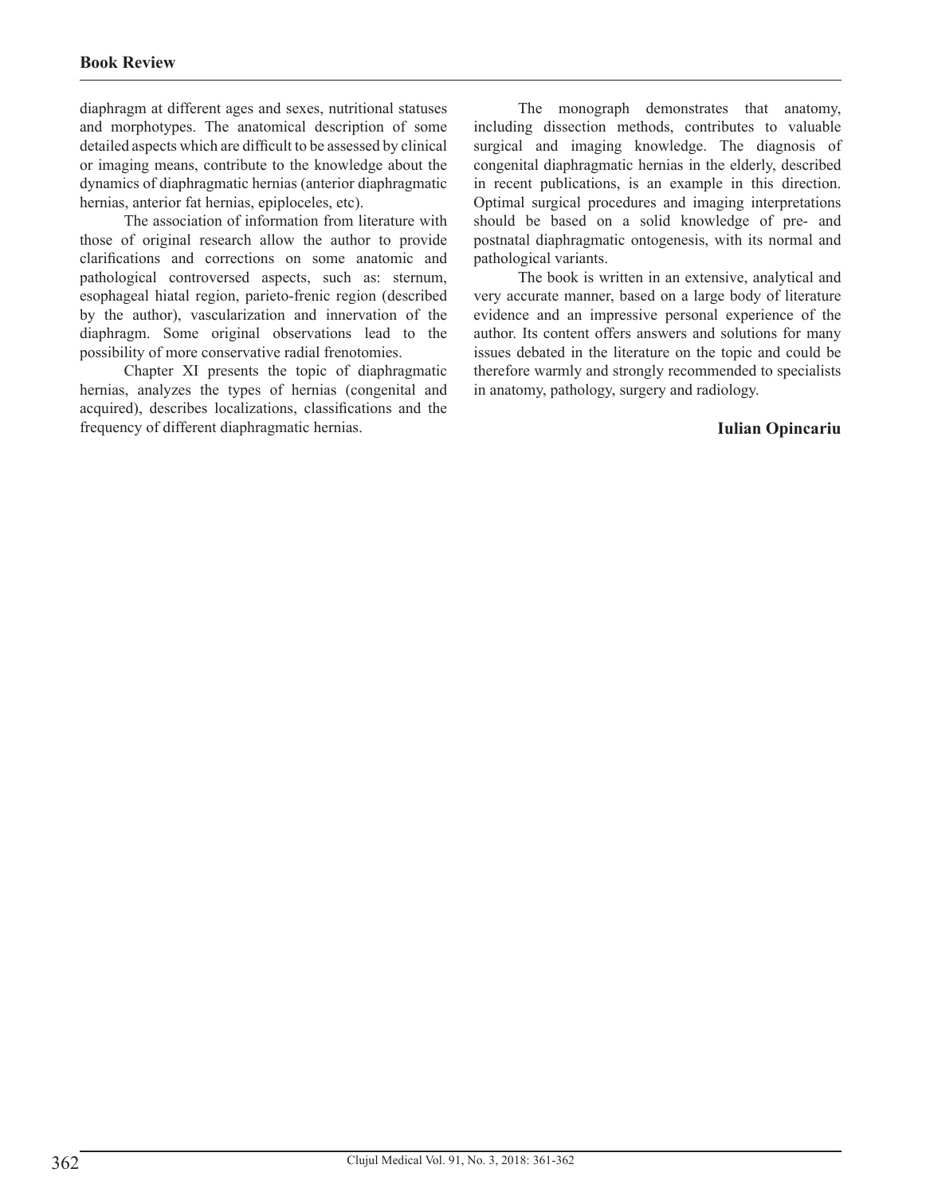diaphragm at different ages and sexes, nutritional statuses and morphotypes. The anatomical description of some detailed aspects which are difficult to be assessed by clinical or imaging means, contribute to the knowledge about the dynamics of diaphragmatic hernias (anterior diaphragmatic hernias, anterior fat hernias, epiploceles, etc).

The association of information from literature with those of original research allow the author to provide clarifications and corrections on some anatomic and pathological controversed aspects, such as: sternum, esophageal hiatal region, parieto-frenic region (described by the author), vascularization and innervation of the diaphragm. Some original observations lead to the possibility of more conservative radial frenotomies.

Chapter XI presents the topic of diaphragmatic hernias, analyzes the types of hernias (congenital and acquired), describes localizations, classifications and the frequency of different diaphragmatic hernias.

The monograph demonstrates that anatomy, including dissection methods, contributes to valuable surgical and imaging knowledge. The diagnosis of congenital diaphragmatic hernias in the elderly, described in recent publications, is an example in this direction. Optimal surgical procedures and imaging interpretations should be based on a solid knowledge of pre- and postnatal diaphragmatic ontogenesis, with its normal and pathological variants.

The book is written in an extensive, analytical and very accurate manner, based on a large body of literature evidence and an impressive personal experience of the author. Its content offers answers and solutions for many issues debated in the literature on the topic and could be therefore warmly and strongly recommended to specialists in anatomy, pathology, surgery and radiology.

**Iulian Opincariu**